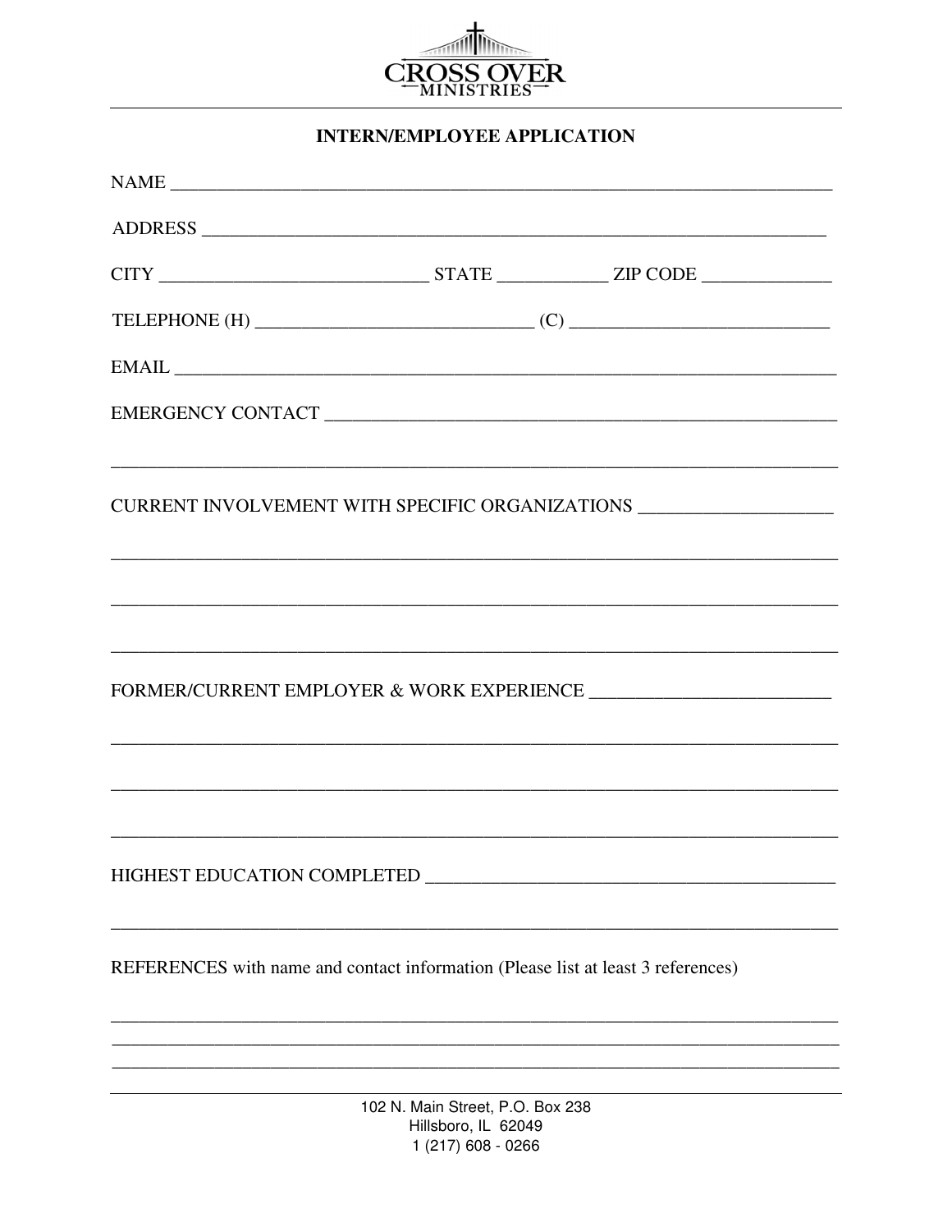CROSS OVER
MINISTRIES

## INTERN/EMPLOYEE APPLICATION

NAME ___________________________________________________________________________

ADDRESS _______________________________________________________________________

CITY ____________________________ STATE ___________ ZIP CODE _____________

TELEPHONE (H) _____________________________ (C) ___________________________

EMAIL __________________________________________________________________________

EMERGENCY CONTACT ______________________________________________________

_________________________________________________________________________________

CURRENT INVOLVEMENT WITH SPECIFIC ORGANIZATIONS ____________________

_________________________________________________________________________________

_________________________________________________________________________________

_________________________________________________________________________________

FORMER/CURRENT EMPLOYER & WORK EXPERIENCE _________________________

_________________________________________________________________________________

_________________________________________________________________________________

_________________________________________________________________________________

HIGHEST EDUCATION COMPLETED ___________________________________________

_________________________________________________________________________________

REFERENCES with name and contact information (Please list at least 3 references)

_________________________________________________________________________________

_________________________________________________________________________________

_________________________________________________________________________________

102 N. Main Street, P.O. Box 238
Hillsboro, IL 62049
1 (217) 608 - 0266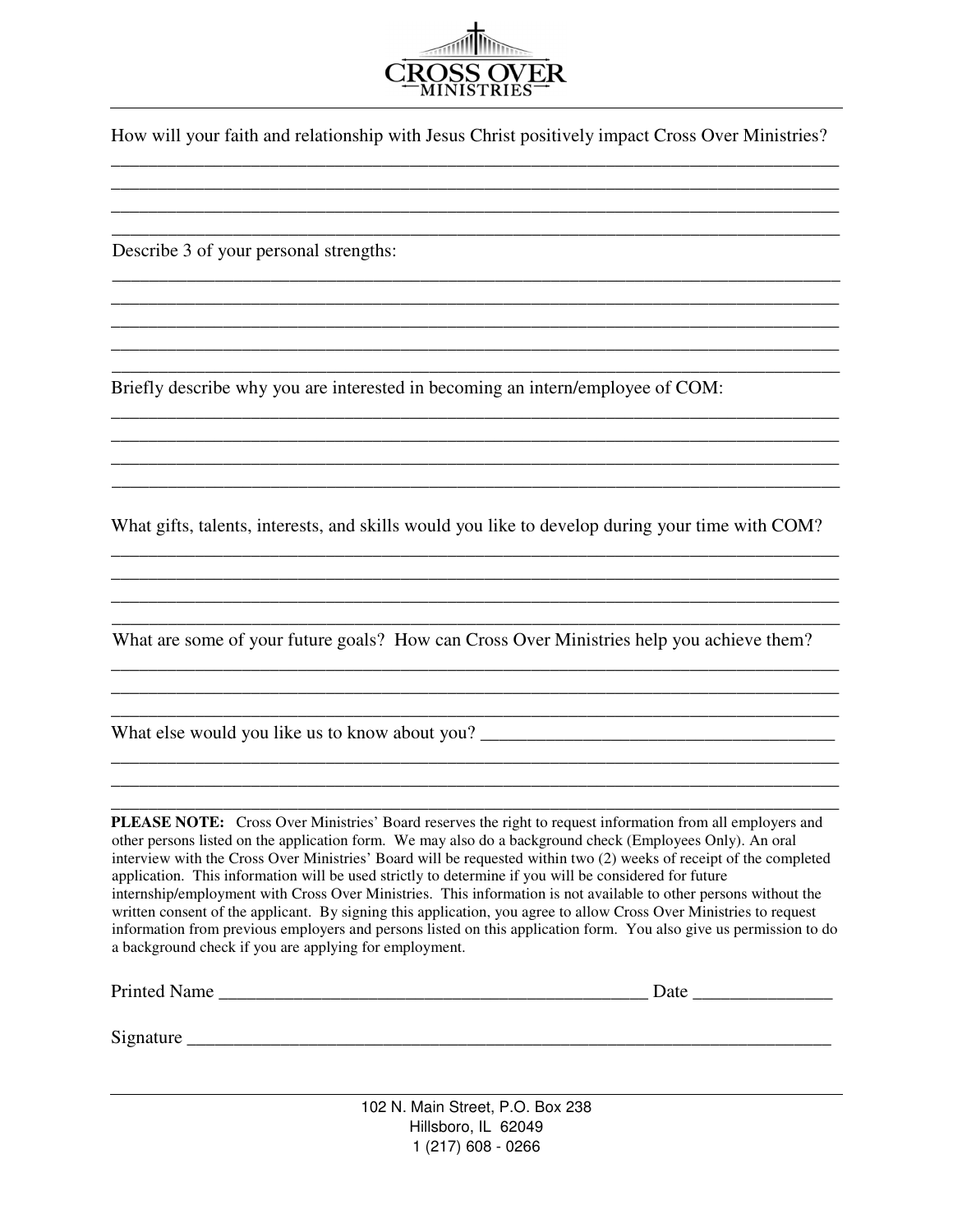How will your faith and relationship with Jesus Christ positively impact Cross Over Ministries?

______________________________________________________________________________
______________________________________________________________________________
______________________________________________________________________________
______________________________________________________________________________

Describe 3 of your personal strengths:

______________________________________________________________________________
______________________________________________________________________________
______________________________________________________________________________
______________________________________________________________________________
______________________________________________________________________________

Briefly describe why you are interested in becoming an intern/employee of COM:

______________________________________________________________________________
______________________________________________________________________________
______________________________________________________________________________
______________________________________________________________________________

What gifts, talents, interests, and skills would you like to develop during your time with COM?

______________________________________________________________________________
______________________________________________________________________________
______________________________________________________________________________
______________________________________________________________________________

What are some of your future goals? How can Cross Over Ministries help you achieve them?

______________________________________________________________________________
______________________________________________________________________________
______________________________________________________________________________

What else would you like us to know about you? ______________________________________

______________________________________________________________________________
______________________________________________________________________________
______________________________________________________________________________

**PLEASE NOTE:** Cross Over Ministries' Board reserves the right to request information from all employers and other persons listed on the application form. We may also do a background check (Employees Only). An oral interview with the Cross Over Ministries' Board will be requested within two (2) weeks of receipt of the completed application. This information will be used strictly to determine if you will be considered for future internship/employment with Cross Over Ministries. This information is not available to other persons without the written consent of the applicant. By signing this application, you agree to allow Cross Over Ministries to request information from previous employers and persons listed on this application form. You also give us permission to do a background check if you are applying for employment.

Printed Name _______________________________________________ Date _______________

Signature _________________________________________________________________________

102 N. Main Street, P.O. Box 238
Hillsboro, IL 62049
1 (217) 608 - 0266